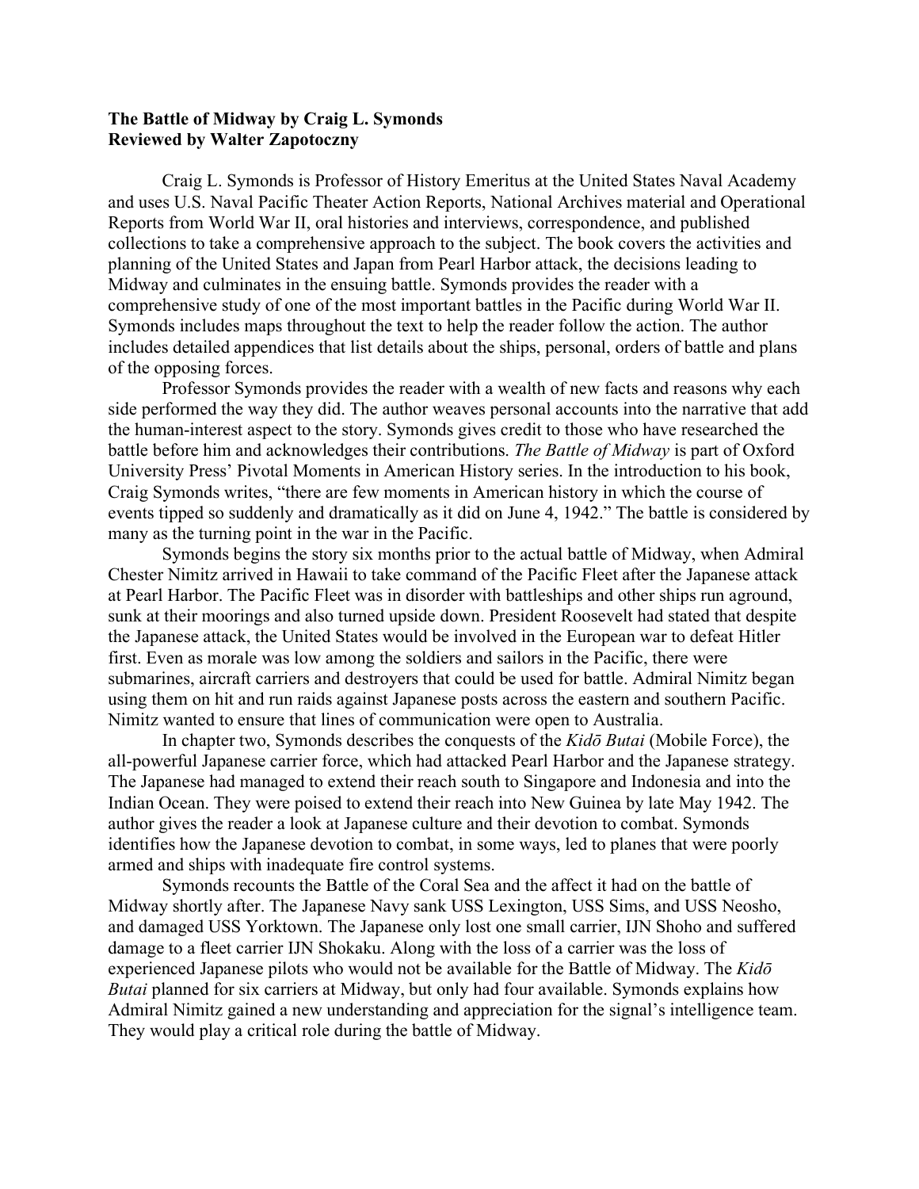**The Battle of Midway by Craig L. Symonds**
**Reviewed by Walter Zapotoczny**

Craig L. Symonds is Professor of History Emeritus at the United States Naval Academy and uses U.S. Naval Pacific Theater Action Reports, National Archives material and Operational Reports from World War II, oral histories and interviews, correspondence, and published collections to take a comprehensive approach to the subject. The book covers the activities and planning of the United States and Japan from Pearl Harbor attack, the decisions leading to Midway and culminates in the ensuing battle. Symonds provides the reader with a comprehensive study of one of the most important battles in the Pacific during World War II. Symonds includes maps throughout the text to help the reader follow the action. The author includes detailed appendices that list details about the ships, personal, orders of battle and plans of the opposing forces.

Professor Symonds provides the reader with a wealth of new facts and reasons why each side performed the way they did. The author weaves personal accounts into the narrative that add the human-interest aspect to the story. Symonds gives credit to those who have researched the battle before him and acknowledges their contributions. *The Battle of Midway* is part of Oxford University Press' Pivotal Moments in American History series. In the introduction to his book, Craig Symonds writes, "there are few moments in American history in which the course of events tipped so suddenly and dramatically as it did on June 4, 1942." The battle is considered by many as the turning point in the war in the Pacific.

Symonds begins the story six months prior to the actual battle of Midway, when Admiral Chester Nimitz arrived in Hawaii to take command of the Pacific Fleet after the Japanese attack at Pearl Harbor. The Pacific Fleet was in disorder with battleships and other ships run aground, sunk at their moorings and also turned upside down. President Roosevelt had stated that despite the Japanese attack, the United States would be involved in the European war to defeat Hitler first. Even as morale was low among the soldiers and sailors in the Pacific, there were submarines, aircraft carriers and destroyers that could be used for battle. Admiral Nimitz began using them on hit and run raids against Japanese posts across the eastern and southern Pacific. Nimitz wanted to ensure that lines of communication were open to Australia.

In chapter two, Symonds describes the conquests of the *Kidō Butai* (Mobile Force), the all-powerful Japanese carrier force, which had attacked Pearl Harbor and the Japanese strategy. The Japanese had managed to extend their reach south to Singapore and Indonesia and into the Indian Ocean. They were poised to extend their reach into New Guinea by late May 1942. The author gives the reader a look at Japanese culture and their devotion to combat. Symonds identifies how the Japanese devotion to combat, in some ways, led to planes that were poorly armed and ships with inadequate fire control systems.

Symonds recounts the Battle of the Coral Sea and the affect it had on the battle of Midway shortly after. The Japanese Navy sank USS Lexington, USS Sims, and USS Neosho, and damaged USS Yorktown. The Japanese only lost one small carrier, IJN Shoho and suffered damage to a fleet carrier IJN Shokaku. Along with the loss of a carrier was the loss of experienced Japanese pilots who would not be available for the Battle of Midway. The *Kidō Butai* planned for six carriers at Midway, but only had four available. Symonds explains how Admiral Nimitz gained a new understanding and appreciation for the signal's intelligence team. They would play a critical role during the battle of Midway.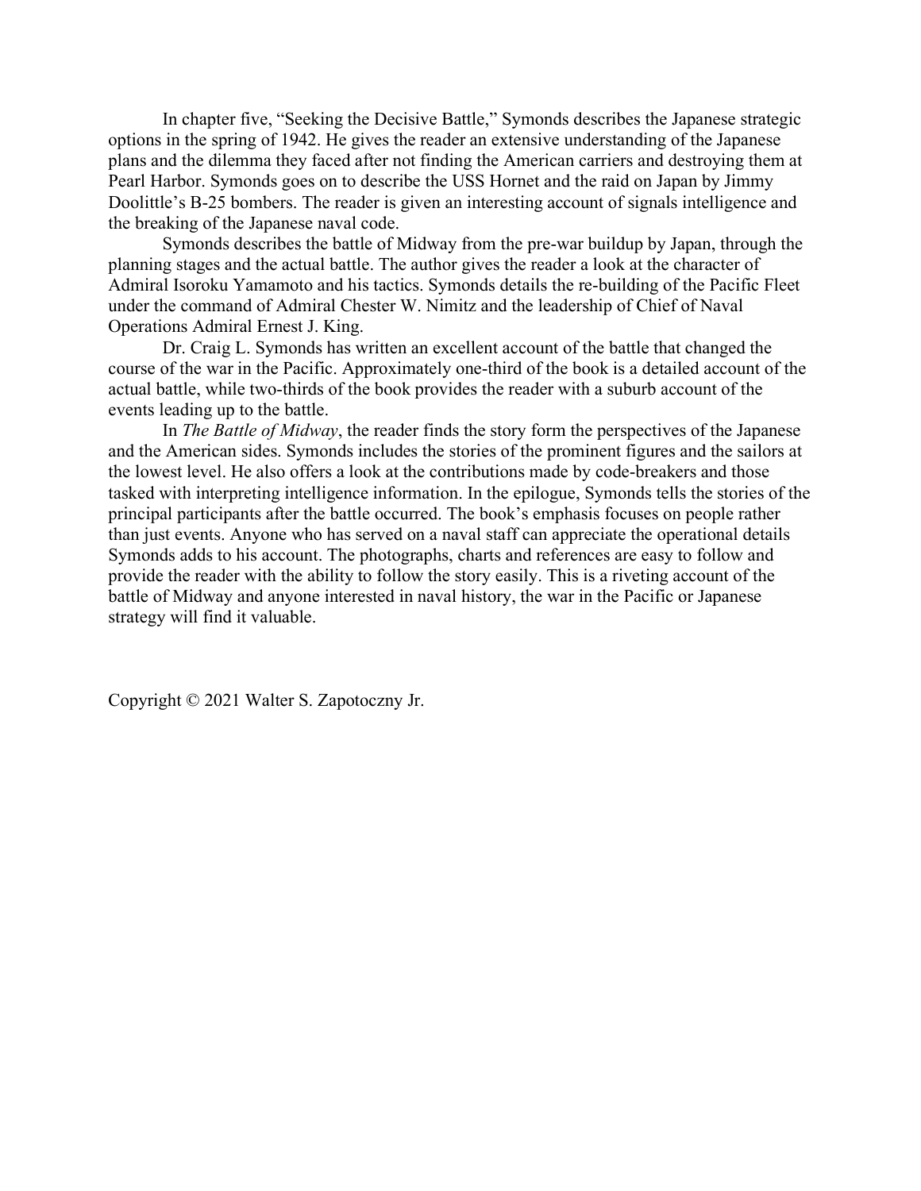In chapter five, "Seeking the Decisive Battle," Symonds describes the Japanese strategic options in the spring of 1942. He gives the reader an extensive understanding of the Japanese plans and the dilemma they faced after not finding the American carriers and destroying them at Pearl Harbor. Symonds goes on to describe the USS Hornet and the raid on Japan by Jimmy Doolittle's B-25 bombers. The reader is given an interesting account of signals intelligence and the breaking of the Japanese naval code.

Symonds describes the battle of Midway from the pre-war buildup by Japan, through the planning stages and the actual battle. The author gives the reader a look at the character of Admiral Isoroku Yamamoto and his tactics. Symonds details the re-building of the Pacific Fleet under the command of Admiral Chester W. Nimitz and the leadership of Chief of Naval Operations Admiral Ernest J. King.

Dr. Craig L. Symonds has written an excellent account of the battle that changed the course of the war in the Pacific. Approximately one-third of the book is a detailed account of the actual battle, while two-thirds of the book provides the reader with a suburb account of the events leading up to the battle.

In *The Battle of Midway*, the reader finds the story form the perspectives of the Japanese and the American sides. Symonds includes the stories of the prominent figures and the sailors at the lowest level. He also offers a look at the contributions made by code-breakers and those tasked with interpreting intelligence information. In the epilogue, Symonds tells the stories of the principal participants after the battle occurred. The book's emphasis focuses on people rather than just events. Anyone who has served on a naval staff can appreciate the operational details Symonds adds to his account. The photographs, charts and references are easy to follow and provide the reader with the ability to follow the story easily. This is a riveting account of the battle of Midway and anyone interested in naval history, the war in the Pacific or Japanese strategy will find it valuable.

Copyright © 2021 Walter S. Zapotoczny Jr.